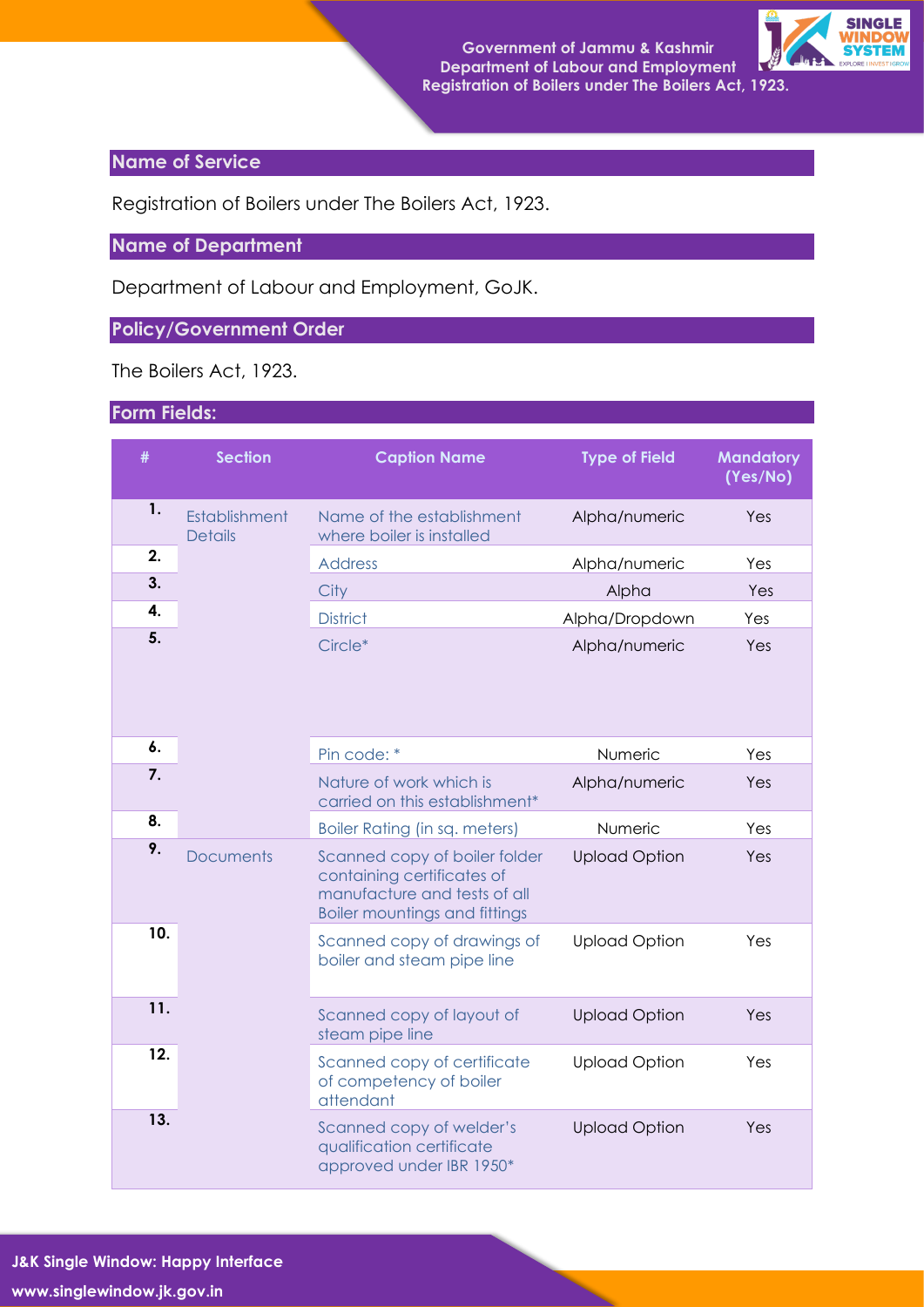## Name of Service

Registration of Boilers under The Boilers Act, 1923.

## Name of Department

Department of Labour and Employment, GoJK.

## Policy/Government Order

The Boilers Act, 1923.

## Form Fields:

| # | Section | Caption Name | Type of Field | Mandatory (Yes/No) |
|---|---|---|---|---|
| 1. | Establishment Details | Name of the establishment where boiler is installed | Alpha/numeric | Yes |
| 2. | | Address | Alpha/numeric | Yes |
| 3. | | City | Alpha | Yes |
| 4. | | District | Alpha/Dropdown | Yes |
| 5. | | Circle* | Alpha/numeric | Yes |
| 6. | | Pin code: * | Numeric | Yes |
| 7. | | Nature of work which is carried on this establishment* | Alpha/numeric | Yes |
| 8. | | Boiler Rating (in sq. meters) | Numeric | Yes |
| 9. | Documents | Scanned copy of boiler folder containing certificates of manufacture and tests of all Boiler mountings and fittings | Upload Option | Yes |
| 10. | | Scanned copy of drawings of boiler and steam pipe line | Upload Option | Yes |
| 11. | | Scanned copy of layout of steam pipe line | Upload Option | Yes |
| 12. | | Scanned copy of certificate of competency of boiler attendant | Upload Option | Yes |
| 13. | | Scanned copy of welder's qualification certificate approved under IBR 1950* | Upload Option | Yes |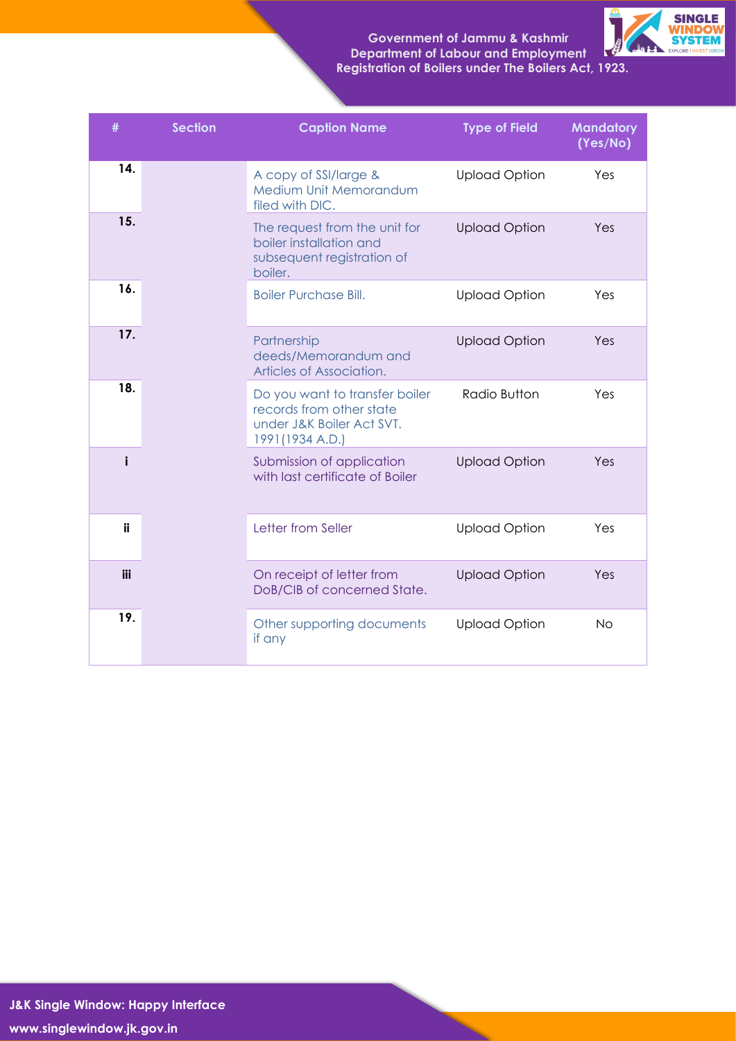| # | Section | Caption Name | Type of Field | Mandatory (Yes/No) |
|---|---|---|---|---|
| 14. | | A copy of SSI/large & Medium Unit Memorandum filed with DIC. | Upload Option | Yes |
| 15. | | The request from the unit for boiler installation and subsequent registration of boiler. | Upload Option | Yes |
| 16. | | Boiler Purchase Bill. | Upload Option | Yes |
| 17. | | Partnership deeds/Memorandum and Articles of Association. | Upload Option | Yes |
| 18. | | Do you want to transfer boiler records from other state under J&K Boiler Act SVT. 1991(1934 A.D.) | Radio Button | Yes |
| i | | Submission of application with last certificate of Boiler | Upload Option | Yes |
| ii | | Letter from Seller | Upload Option | Yes |
| iii | | On receipt of letter from DoB/CIB of concerned State. | Upload Option | Yes |
| 19. | | Other supporting documents if any | Upload Option | No |